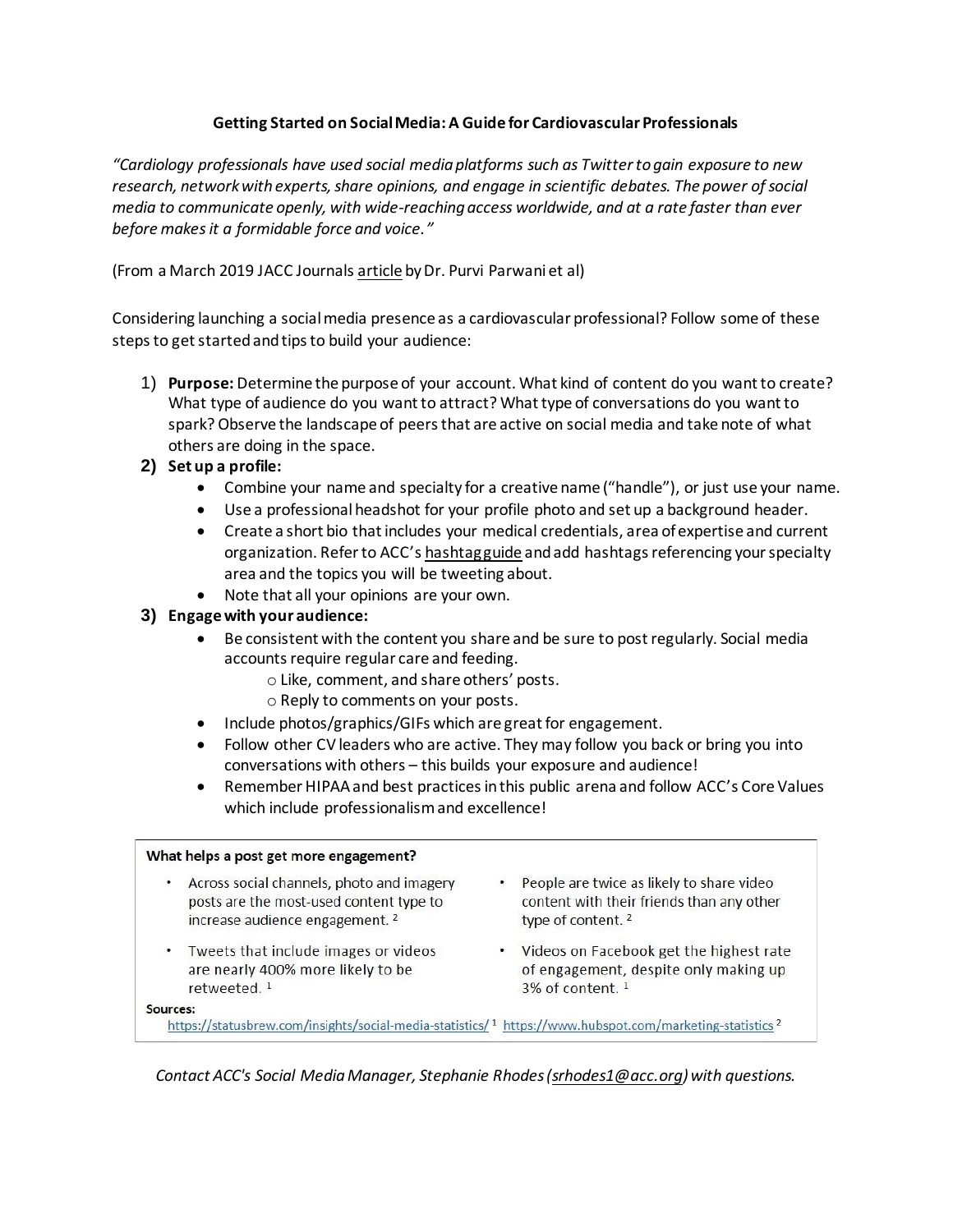# Getting Started on Social Media: A Guide for Cardiovascular Professionals

*"Cardiology professionals have used social media platforms such as Twitter to gain exposure to new research, network with experts, share opinions, and engage in scientific debates. The power of social media to communicate openly, with wide-reaching access worldwide, and at a rate faster than ever before makes it a formidable force and voice."*

(From a March 2019 JACC Journals article by Dr. Purvi Parwani et al)

Considering launching a social media presence as a cardiovascular professional? Follow some of these steps to get started and tips to build your audience:

1) **Purpose:** Determine the purpose of your account. What kind of content do you want to create? What type of audience do you want to attract? What type of conversations do you want to spark? Observe the landscape of peers that are active on social media and take note of what others are doing in the space.
2) **Set up a profile:**
   - Combine your name and specialty for a creative name ("handle"), or just use your name.
   - Use a professional headshot for your profile photo and set up a background header.
   - Create a short bio that includes your medical credentials, area of expertise and current organization. Refer to ACC's hashtag guide and add hashtags referencing your specialty area and the topics you will be tweeting about.
   - Note that all your opinions are your own.
3) **Engage with your audience:**
   - Be consistent with the content you share and be sure to post regularly. Social media accounts require regular care and feeding.
     - Like, comment, and share others' posts.
     - Reply to comments on your posts.
   - Include photos/graphics/GIFs which are great for engagement.
   - Follow other CV leaders who are active. They may follow you back or bring you into conversations with others – this builds your exposure and audience!
   - Remember HIPAA and best practices in this public arena and follow ACC's Core Values which include professionalism and excellence!

**What helps a post get more engagement?**

- Across social channels, photo and imagery posts are the most-used content type to increase audience engagement.[2]
- Tweets that include images or videos are nearly 400% more likely to be retweeted.[1]
- People are twice as likely to share video content with their friends than any other type of content.[2]
- Videos on Facebook get the highest rate of engagement, despite only making up 3% of content.[1]

**Sources:**
https://statusbrew.com/insights/social-media-statistics/ [1] https://www.hubspot.com/marketing-statistics [2]

*Contact ACC's Social Media Manager, Stephanie Rhodes (srhodes1@acc.org) with questions.*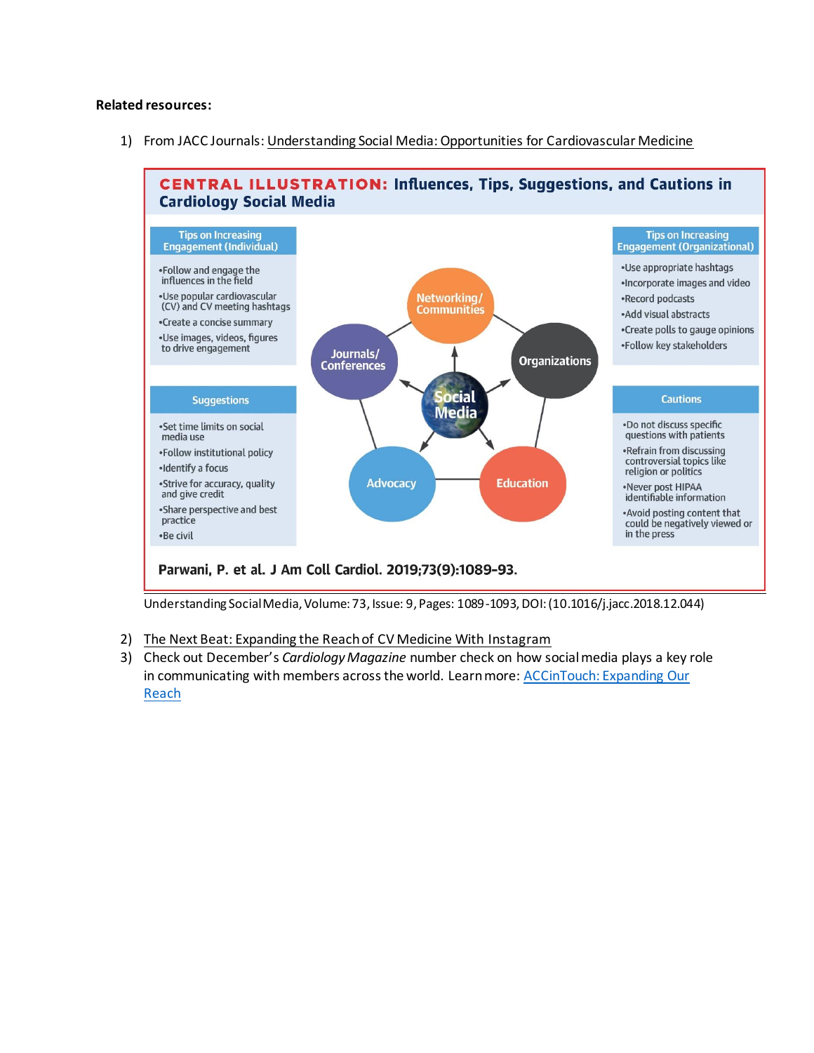**Related resources:**

1) From JACC Journals: Understanding Social Media: Opportunities for Cardiovascular Medicine

**CENTRAL ILLUSTRATION: Influences, Tips, Suggestions, and Cautions in Cardiology Social Media**

**Tips on Increasing Engagement (Individual)**

- Follow and engage the influences in the field
- Use popular cardiovascular (CV) and CV meeting hashtags
- Create a concise summary
- Use images, videos, figures to drive engagement

**Suggestions**

- Set time limits on social media use
- Follow institutional policy
- Identify a focus
- Strive for accuracy, quality and give credit
- Share perspective and best practice
- Be civil

Networking/ Communities

Journals/ Conferences

Organizations

Social Media

Advocacy

Education

**Tips on Increasing Engagement (Organizational)**

- Use appropriate hashtags
- Incorporate images and video
- Record podcasts
- Add visual abstracts
- Create polls to gauge opinions
- Follow key stakeholders

**Cautions**

- Do not discuss specific questions with patients
- Refrain from discussing controversial topics like religion or politics
- Never post HIPAA identifiable information
- Avoid posting content that could be negatively viewed or in the press

Parwani, P. et al. J Am Coll Cardiol. 2019;73(9):1089-93.

Understanding Social Media, Volume: 73, Issue: 9, Pages: 1089-1093, DOI: (10.1016/j.jacc.2018.12.044)

2) The Next Beat: Expanding the Reach of CV Medicine With Instagram
3) Check out December's *Cardiology Magazine* number check on how social media plays a key role in communicating with members across the world. Learn more: ACCinTouch: Expanding Our Reach